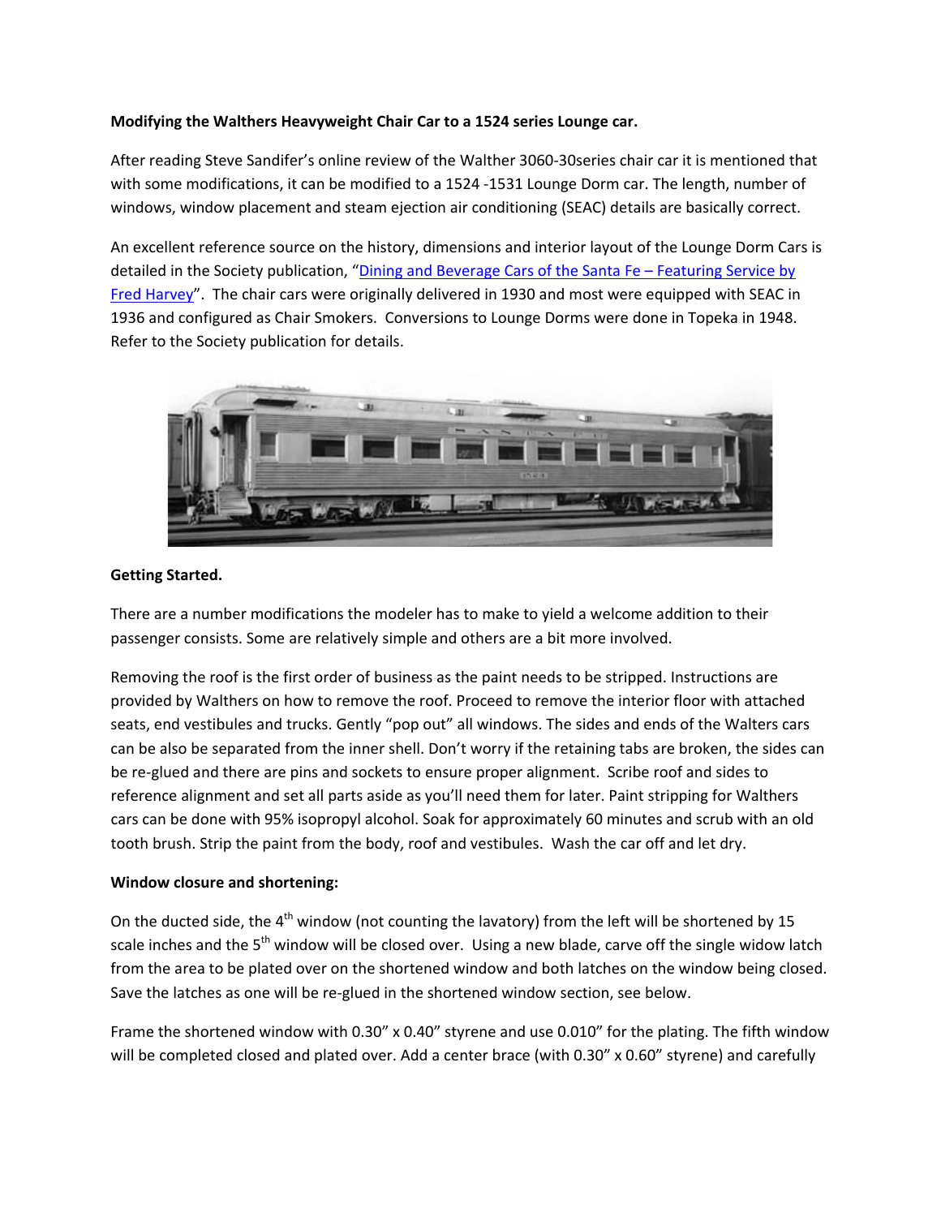**Modifying the Walthers Heavyweight Chair Car to a 1524 series Lounge car.**

After reading Steve Sandifer's online review of the Walther 3060-30series chair car it is mentioned that with some modifications, it can be modified to a 1524 -1531 Lounge Dorm car. The length, number of windows, window placement and steam ejection air conditioning (SEAC) details are basically correct.

An excellent reference source on the history, dimensions and interior layout of the Lounge Dorm Cars is detailed in the Society publication, "Dining and Beverage Cars of the Santa Fe – Featuring Service by Fred Harvey". The chair cars were originally delivered in 1930 and most were equipped with SEAC in 1936 and configured as Chair Smokers. Conversions to Lounge Dorms were done in Topeka in 1948. Refer to the Society publication for details.

**Getting Started.**

There are a number modifications the modeler has to make to yield a welcome addition to their passenger consists. Some are relatively simple and others are a bit more involved.

Removing the roof is the first order of business as the paint needs to be stripped. Instructions are provided by Walthers on how to remove the roof. Proceed to remove the interior floor with attached seats, end vestibules and trucks. Gently "pop out" all windows. The sides and ends of the Walters cars can be also be separated from the inner shell. Don't worry if the retaining tabs are broken, the sides can be re-glued and there are pins and sockets to ensure proper alignment. Scribe roof and sides to reference alignment and set all parts aside as you'll need them for later. Paint stripping for Walthers cars can be done with 95% isopropyl alcohol. Soak for approximately 60 minutes and scrub with an old tooth brush. Strip the paint from the body, roof and vestibules. Wash the car off and let dry.

**Window closure and shortening:**

On the ducted side, the 4th window (not counting the lavatory) from the left will be shortened by 15 scale inches and the 5th window will be closed over. Using a new blade, carve off the single widow latch from the area to be plated over on the shortened window and both latches on the window being closed. Save the latches as one will be re-glued in the shortened window section, see below.

Frame the shortened window with 0.30" x 0.40" styrene and use 0.010" for the plating. The fifth window will be completed closed and plated over. Add a center brace (with 0.30" x 0.60" styrene) and carefully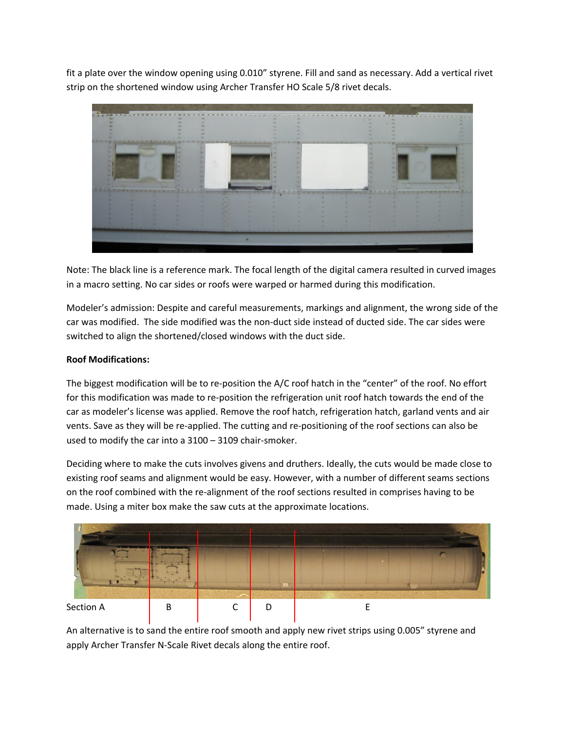fit a plate over the window opening using 0.010" styrene. Fill and sand as necessary. Add a vertical rivet strip on the shortened window using Archer Transfer HO Scale 5/8 rivet decals.

Note: The black line is a reference mark. The focal length of the digital camera resulted in curved images in a macro setting. No car sides or roofs were warped or harmed during this modification.

Modeler's admission: Despite and careful measurements, markings and alignment, the wrong side of the car was modified. The side modified was the non-duct side instead of ducted side. The car sides were switched to align the shortened/closed windows with the duct side.

**Roof Modifications:**

The biggest modification will be to re-position the A/C roof hatch in the "center" of the roof. No effort for this modification was made to re-position the refrigeration unit roof hatch towards the end of the car as modeler's license was applied. Remove the roof hatch, refrigeration hatch, garland vents and air vents. Save as they will be re-applied. The cutting and re-positioning of the roof sections can also be used to modify the car into a 3100 – 3109 chair-smoker.

Deciding where to make the cuts involves givens and druthers. Ideally, the cuts would be made close to existing roof seams and alignment would be easy. However, with a number of different seams sections on the roof combined with the re-alignment of the roof sections resulted in comprises having to be made. Using a miter box make the saw cuts at the approximate locations.

Section A B C D E

An alternative is to sand the entire roof smooth and apply new rivet strips using 0.005" styrene and apply Archer Transfer N-Scale Rivet decals along the entire roof.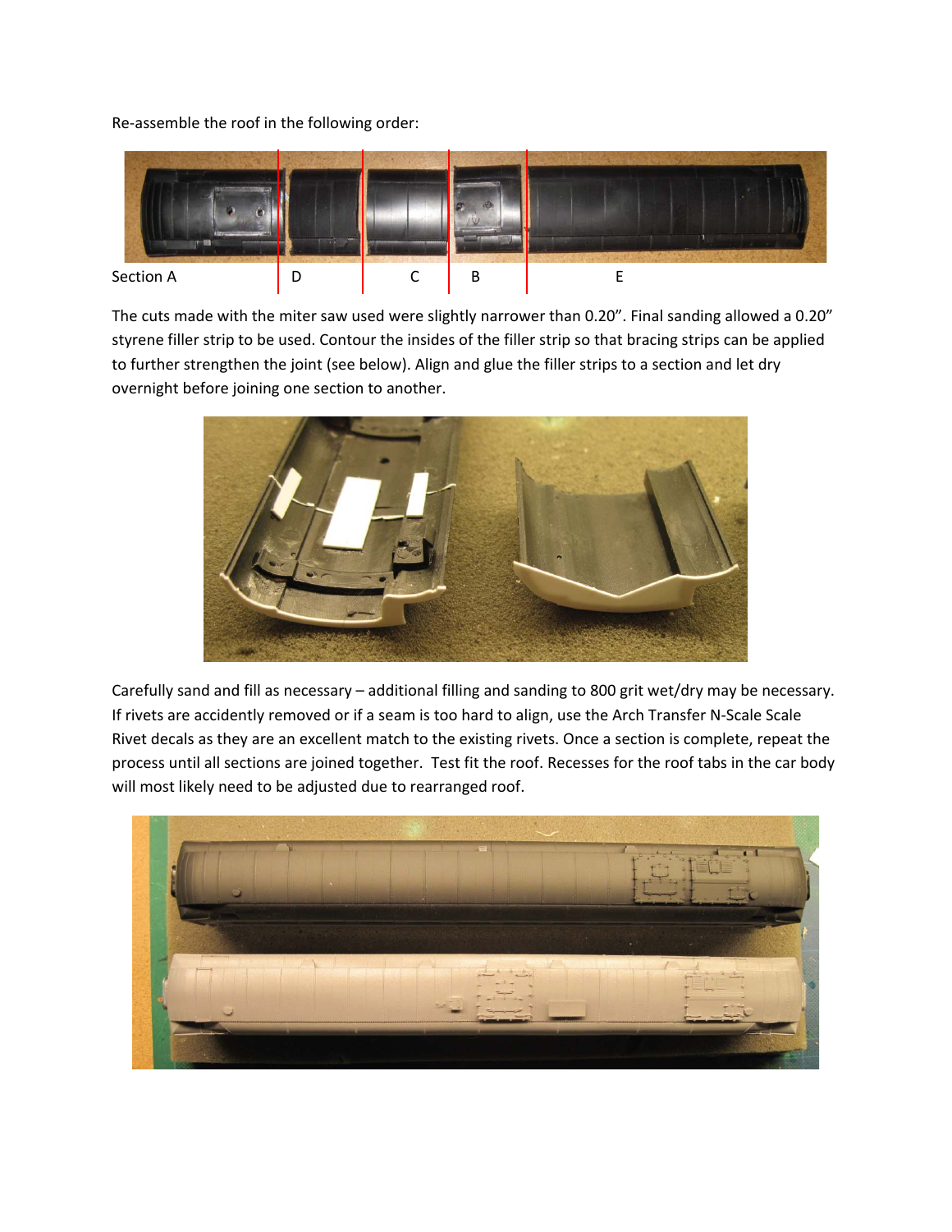Re-assemble the roof in the following order:

Section A | D | C | B | E

The cuts made with the miter saw used were slightly narrower than 0.20". Final sanding allowed a 0.20" styrene filler strip to be used. Contour the insides of the filler strip so that bracing strips can be applied to further strengthen the joint (see below). Align and glue the filler strips to a section and let dry overnight before joining one section to another.

Carefully sand and fill as necessary – additional filling and sanding to 800 grit wet/dry may be necessary. If rivets are accidently removed or if a seam is too hard to align, use the Arch Transfer N-Scale Scale Rivet decals as they are an excellent match to the existing rivets. Once a section is complete, repeat the process until all sections are joined together. Test fit the roof. Recesses for the roof tabs in the car body will most likely need to be adjusted due to rearranged roof.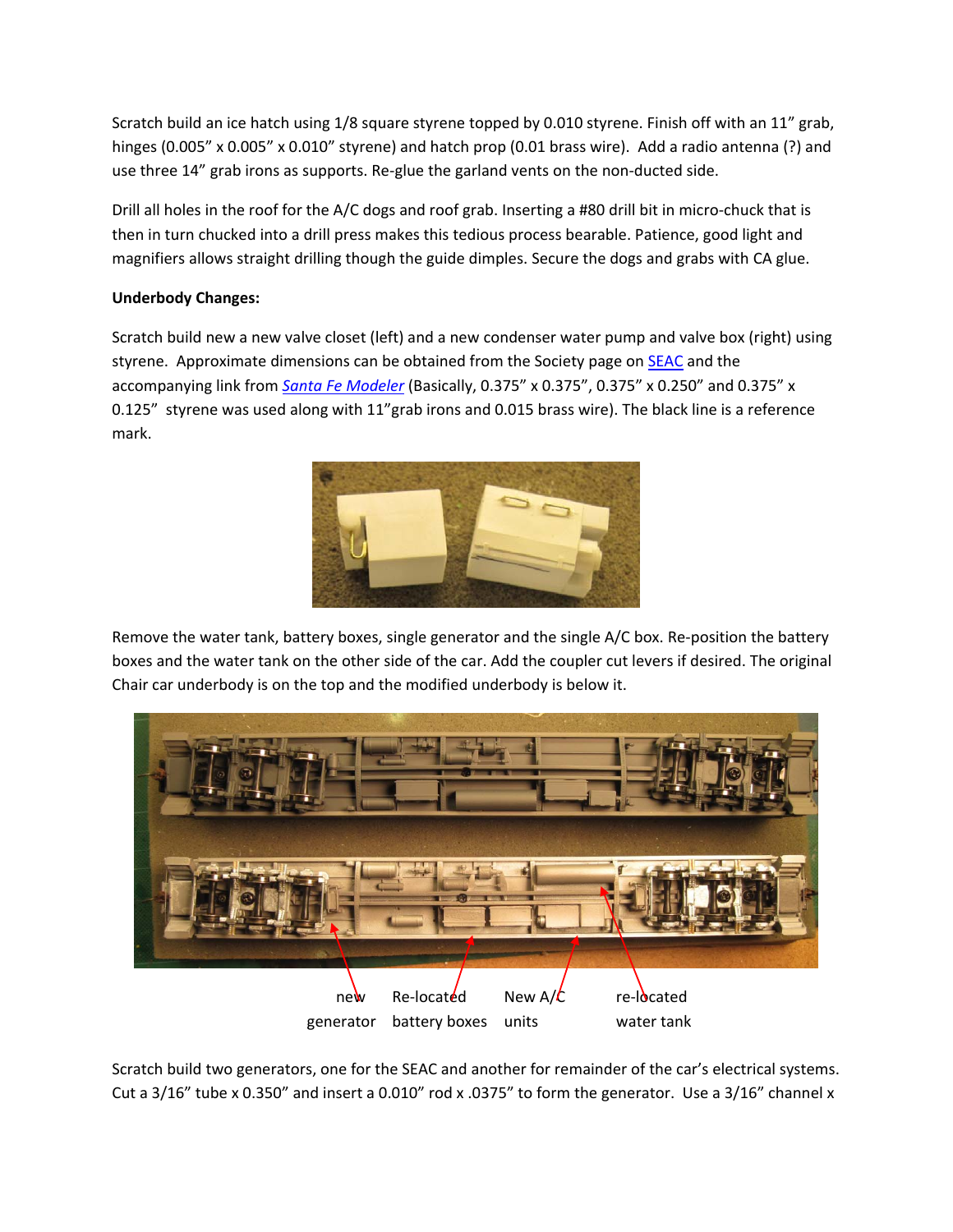Scratch build an ice hatch using 1/8 square styrene topped by 0.010 styrene. Finish off with an 11" grab, hinges (0.005" x 0.005" x 0.010" styrene) and hatch prop (0.01 brass wire).  Add a radio antenna (?) and use three 14" grab irons as supports. Re-glue the garland vents on the non-ducted side.

Drill all holes in the roof for the A/C dogs and roof grab. Inserting a #80 drill bit in micro-chuck that is then in turn chucked into a drill press makes this tedious process bearable. Patience, good light and magnifiers allows straight drilling though the guide dimples. Secure the dogs and grabs with CA glue.

**Underbody Changes:**

Scratch build new a new valve closet (left) and a new condenser water pump and valve box (right) using styrene.  Approximate dimensions can be obtained from the Society page on SEAC and the accompanying link from *Santa Fe Modeler* (Basically, 0.375" x 0.375", 0.375" x 0.250" and 0.375" x 0.125"  styrene was used along with 11"grab irons and 0.015 brass wire). The black line is a reference mark.

Remove the water tank, battery boxes, single generator and the single A/C box. Re-position the battery boxes and the water tank on the other side of the car. Add the coupler cut levers if desired. The original Chair car underbody is on the top and the modified underbody is below it.

new generator　　Re-located battery boxes　　New A/C units　　re-located water tank

Scratch build two generators, one for the SEAC and another for remainder of the car's electrical systems. Cut a 3/16" tube x 0.350" and insert a 0.010" rod x .0375" to form the generator.  Use a 3/16" channel x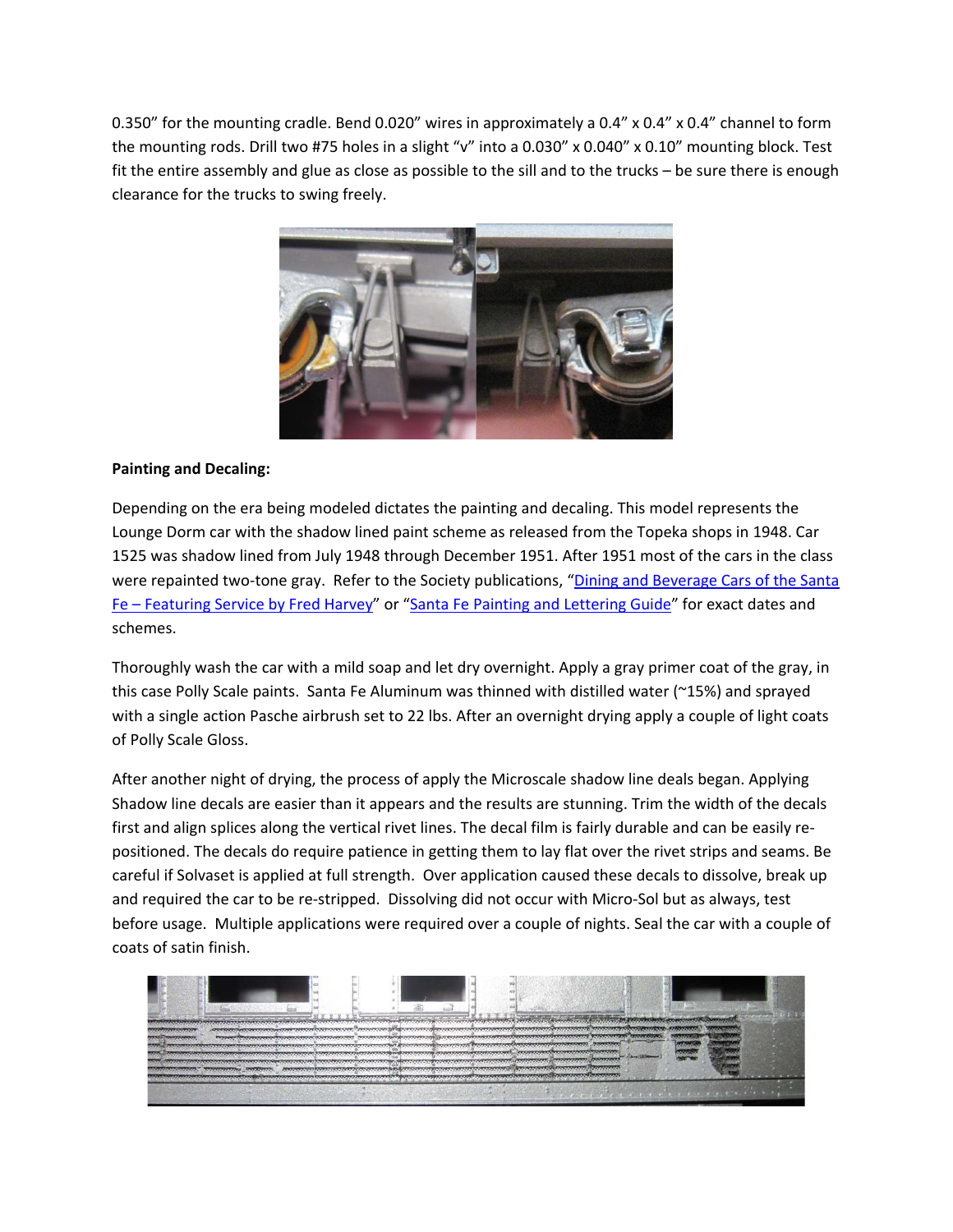0.350" for the mounting cradle. Bend 0.020" wires in approximately a 0.4" x 0.4" x 0.4" channel to form the mounting rods. Drill two #75 holes in a slight "v" into a 0.030" x 0.040" x 0.10" mounting block. Test fit the entire assembly and glue as close as possible to the sill and to the trucks – be sure there is enough clearance for the trucks to swing freely.

**Painting and Decaling:**

Depending on the era being modeled dictates the painting and decaling. This model represents the Lounge Dorm car with the shadow lined paint scheme as released from the Topeka shops in 1948. Car 1525 was shadow lined from July 1948 through December 1951. After 1951 most of the cars in the class were repainted two-tone gray. Refer to the Society publications, "Dining and Beverage Cars of the Santa Fe – Featuring Service by Fred Harvey" or "Santa Fe Painting and Lettering Guide" for exact dates and schemes.

Thoroughly wash the car with a mild soap and let dry overnight. Apply a gray primer coat of the gray, in this case Polly Scale paints. Santa Fe Aluminum was thinned with distilled water (~15%) and sprayed with a single action Pasche airbrush set to 22 lbs. After an overnight drying apply a couple of light coats of Polly Scale Gloss.

After another night of drying, the process of apply the Microscale shadow line deals began. Applying Shadow line decals are easier than it appears and the results are stunning. Trim the width of the decals first and align splices along the vertical rivet lines. The decal film is fairly durable and can be easily re-positioned. The decals do require patience in getting them to lay flat over the rivet strips and seams. Be careful if Solvaset is applied at full strength. Over application caused these decals to dissolve, break up and required the car to be re-stripped. Dissolving did not occur with Micro-Sol but as always, test before usage. Multiple applications were required over a couple of nights. Seal the car with a couple of coats of satin finish.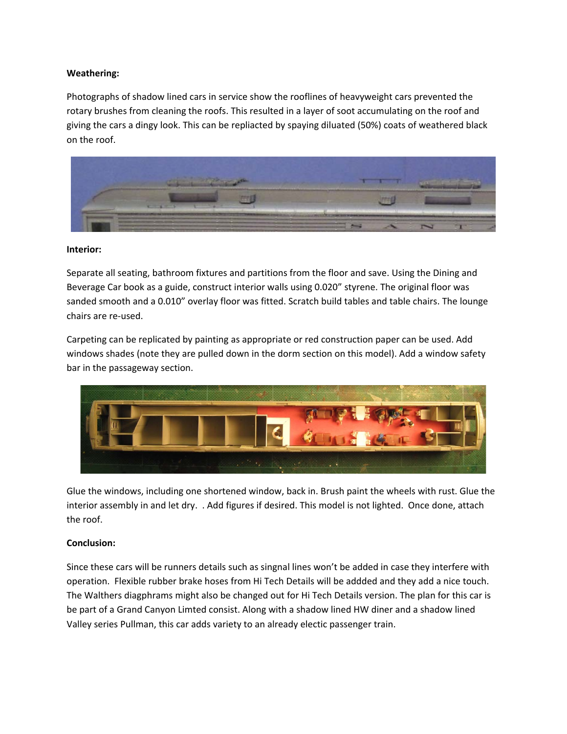**Weathering:**

Photographs of shadow lined cars in service show the rooflines of heavyweight cars prevented the rotary brushes from cleaning the roofs. This resulted in a layer of soot accumulating on the roof and giving the cars a dingy look. This can be repliacted by spaying diluated (50%) coats of weathered black on the roof.

**Interior:**

Separate all seating, bathroom fixtures and partitions from the floor and save. Using the Dining and Beverage Car book as a guide, construct interior walls using 0.020" styrene. The original floor was sanded smooth and a 0.010" overlay floor was fitted. Scratch build tables and table chairs. The lounge chairs are re-used.

Carpeting can be replicated by painting as appropriate or red construction paper can be used. Add windows shades (note they are pulled down in the dorm section on this model). Add a window safety bar in the passageway section.

Glue the windows, including one shortened window, back in. Brush paint the wheels with rust. Glue the interior assembly in and let dry. . Add figures if desired. This model is not lighted. Once done, attach the roof.

**Conclusion:**

Since these cars will be runners details such as singnal lines won't be added in case they interfere with operation. Flexible rubber brake hoses from Hi Tech Details will be addded and they add a nice touch. The Walthers diagphrams might also be changed out for Hi Tech Details version. The plan for this car is be part of a Grand Canyon Limted consist. Along with a shadow lined HW diner and a shadow lined Valley series Pullman, this car adds variety to an already electic passenger train.